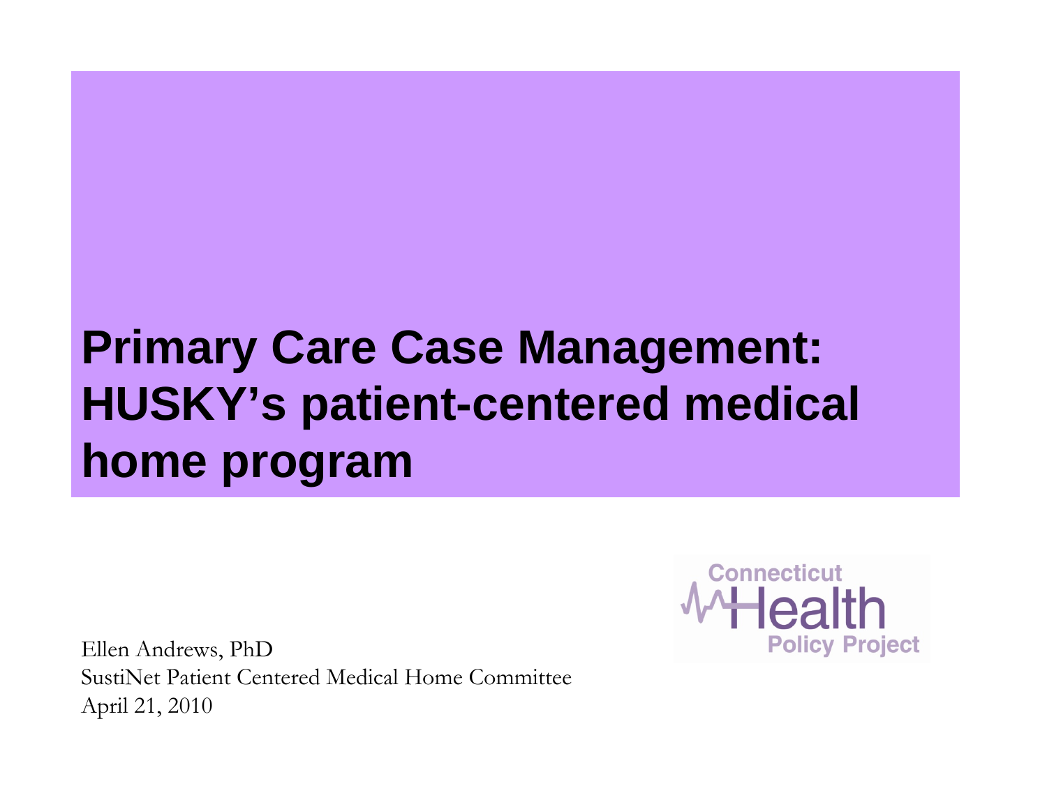# Primary Care Case Management: HUSKY's patient-centered medical home program

Connecticut Health Policy Project

Ellen Andrews, PhD
SustiNet Patient Centered Medical Home Committee
April 21, 2010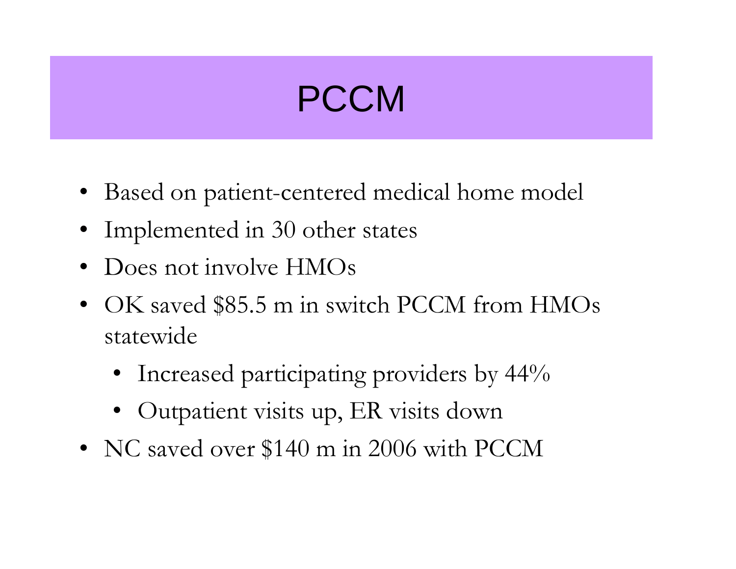# PCCM

- Based on patient-centered medical home model
- Implemented in 30 other states
- Does not involve HMOs
- OK saved $85.5 m in switch PCCM from HMOs statewide
  - Increased participating providers by 44%
  - Outpatient visits up, ER visits down
- NC saved over $140 m in 2006 with PCCM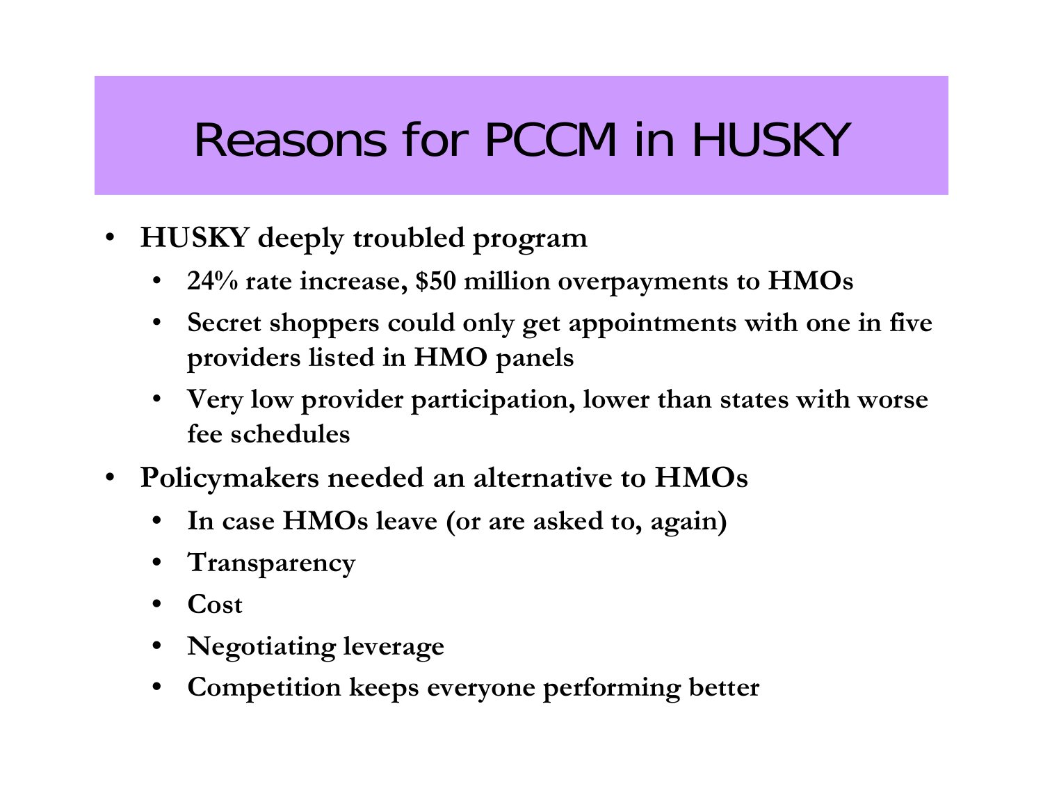# Reasons for PCCM in HUSKY

- **HUSKY deeply troubled program**
  - **24% rate increase, $50 million overpayments to HMOs**
  - **Secret shoppers could only get appointments with one in five providers listed in HMO panels**
  - **Very low provider participation, lower than states with worse fee schedules**
- **Policymakers needed an alternative to HMOs**
  - **In case HMOs leave (or are asked to, again)**
  - **Transparency**
  - **Cost**
  - **Negotiating leverage**
  - **Competition keeps everyone performing better**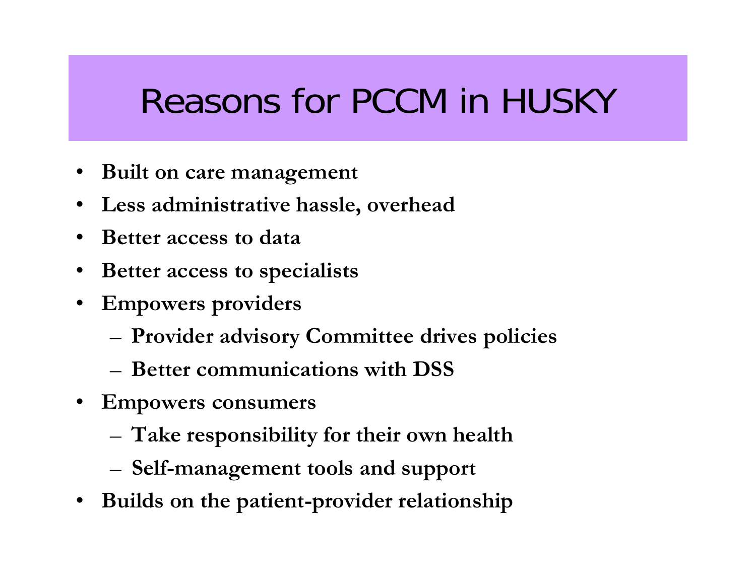# Reasons for PCCM in HUSKY

- **Built on care management**
- **Less administrative hassle, overhead**
- **Better access to data**
- **Better access to specialists**
- **Empowers providers**
  - **Provider advisory Committee drives policies**
  - **Better communications with DSS**
- **Empowers consumers**
  - **Take responsibility for their own health**
  - **Self-management tools and support**
- **Builds on the patient-provider relationship**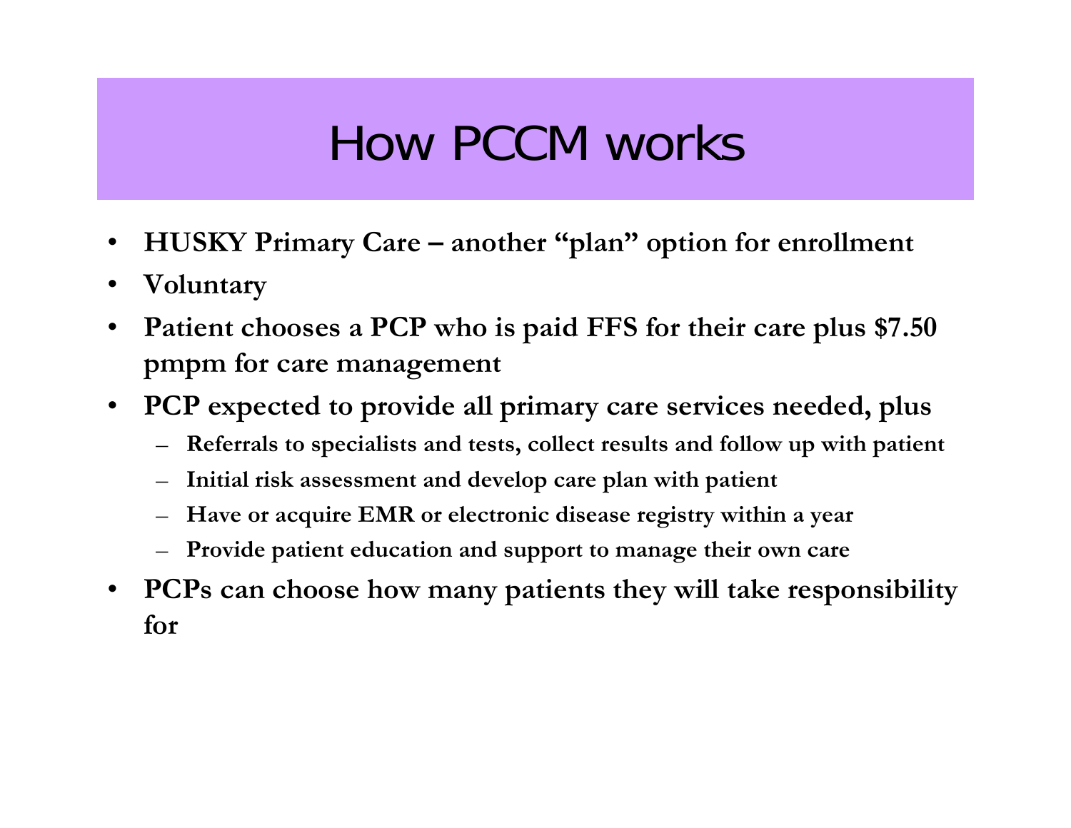# How PCCM works

- **HUSKY Primary Care – another "plan" option for enrollment**
- **Voluntary**
- **Patient chooses a PCP who is paid FFS for their care plus $7.50 pmpm for care management**
- **PCP expected to provide all primary care services needed, plus**
  - **Referrals to specialists and tests, collect results and follow up with patient**
  - **Initial risk assessment and develop care plan with patient**
  - **Have or acquire EMR or electronic disease registry within a year**
  - **Provide patient education and support to manage their own care**
- **PCPs can choose how many patients they will take responsibility for**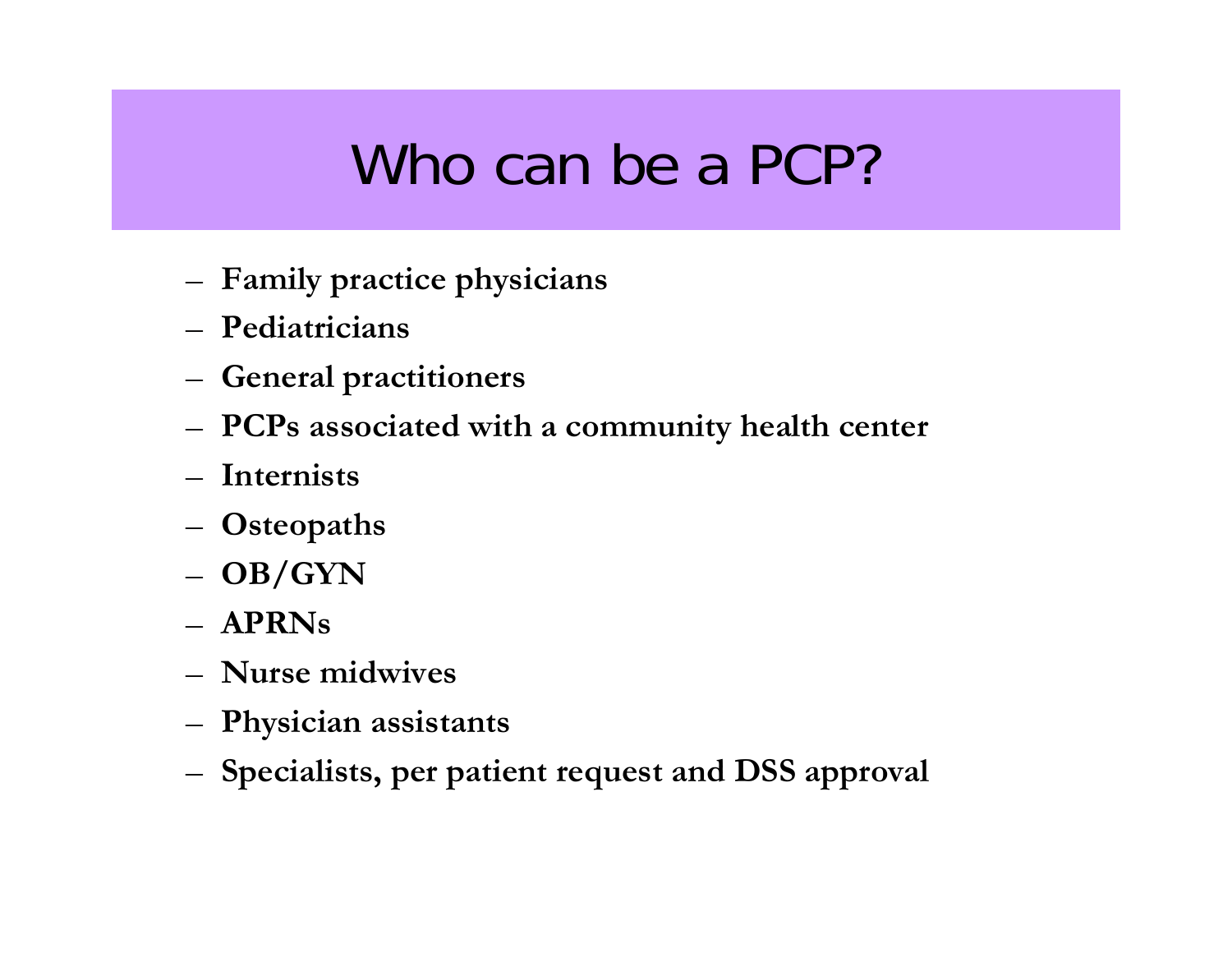# Who can be a PCP?

- **Family practice physicians**
- **Pediatricians**
- **General practitioners**
- **PCPs associated with a community health center**
- **Internists**
- **Osteopaths**
- **OB/GYN**
- **APRNs**
- **Nurse midwives**
- **Physician assistants**
- **Specialists, per patient request and DSS approval**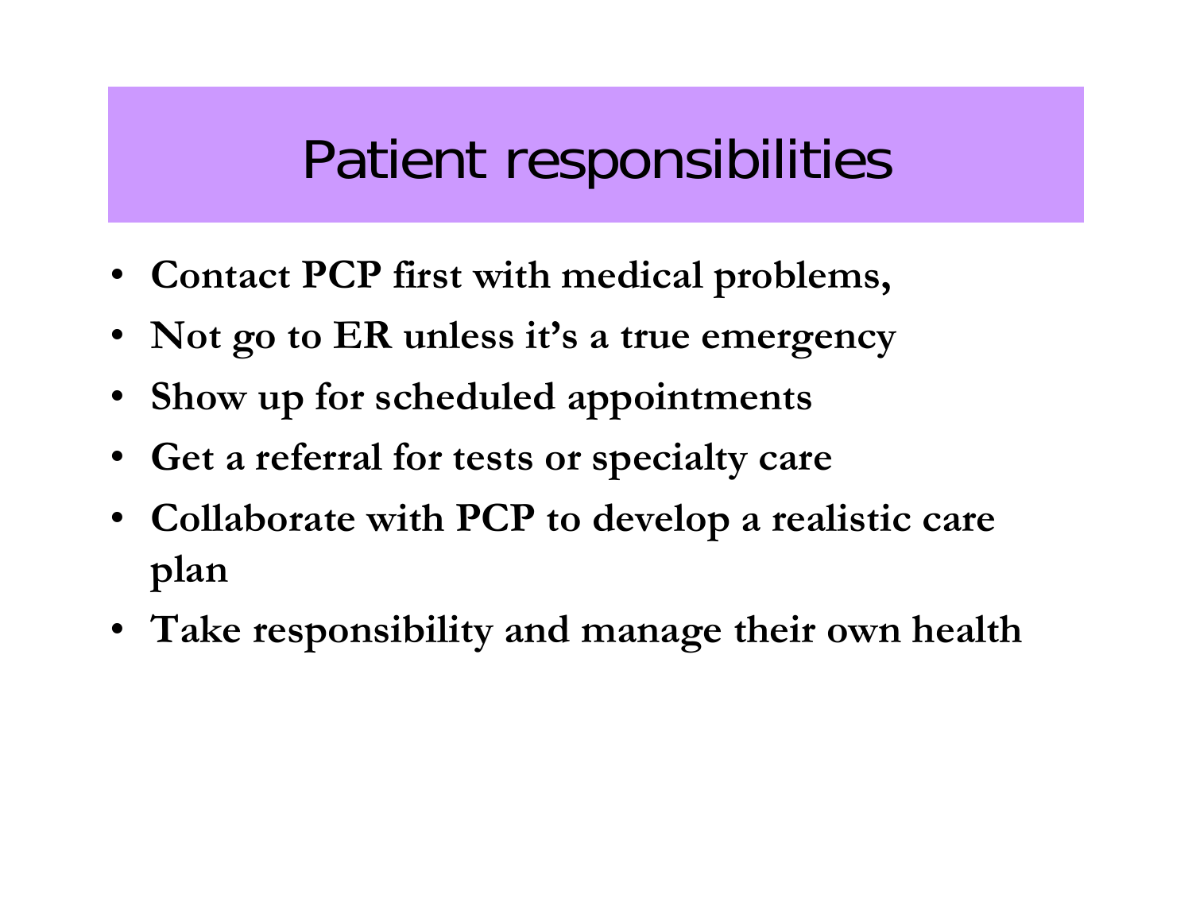# Patient responsibilities

- **Contact PCP first with medical problems,**
- **Not go to ER unless it's a true emergency**
- **Show up for scheduled appointments**
- **Get a referral for tests or specialty care**
- **Collaborate with PCP to develop a realistic care plan**
- **Take responsibility and manage their own health**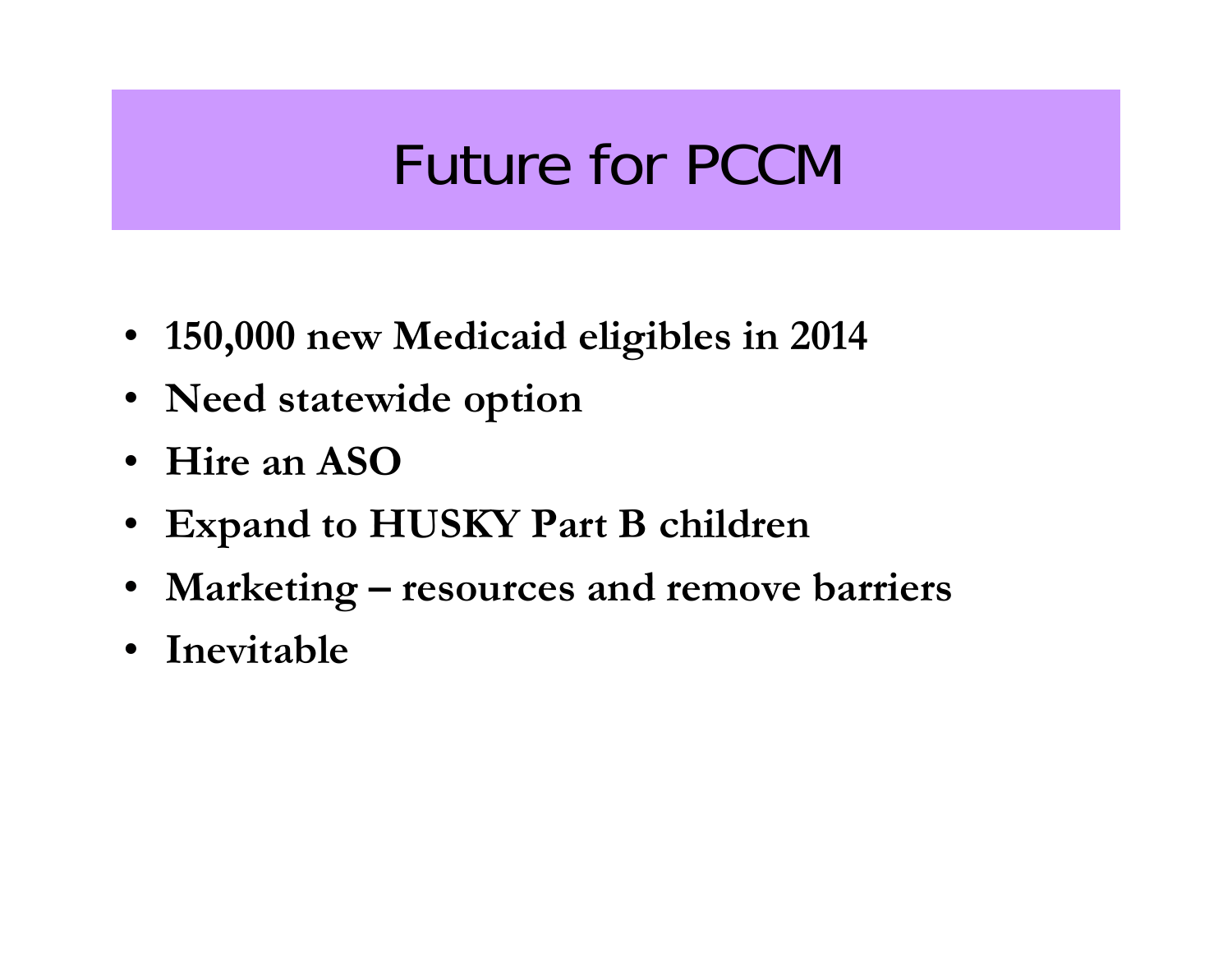# Future for PCCM

- **150,000 new Medicaid eligibles in 2014**
- **Need statewide option**
- **Hire an ASO**
- **Expand to HUSKY Part B children**
- **Marketing – resources and remove barriers**
- **Inevitable**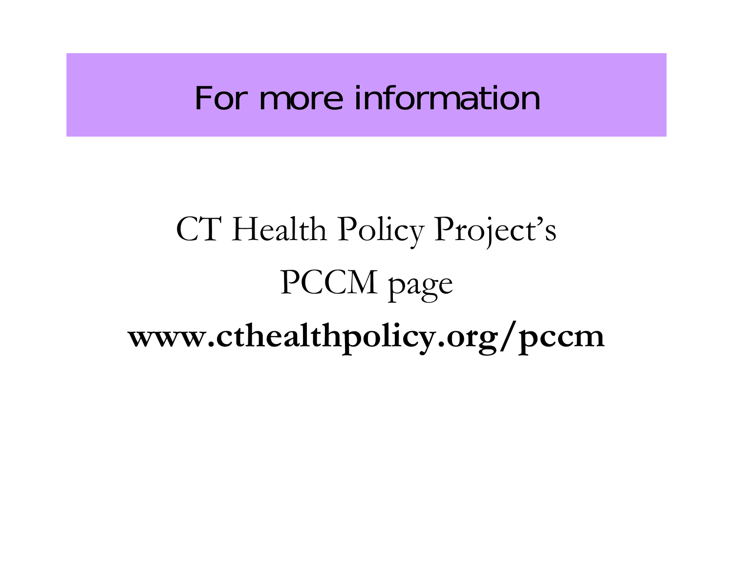# For more information

CT Health Policy Project's

PCCM page

**www.cthealthpolicy.org/pccm**